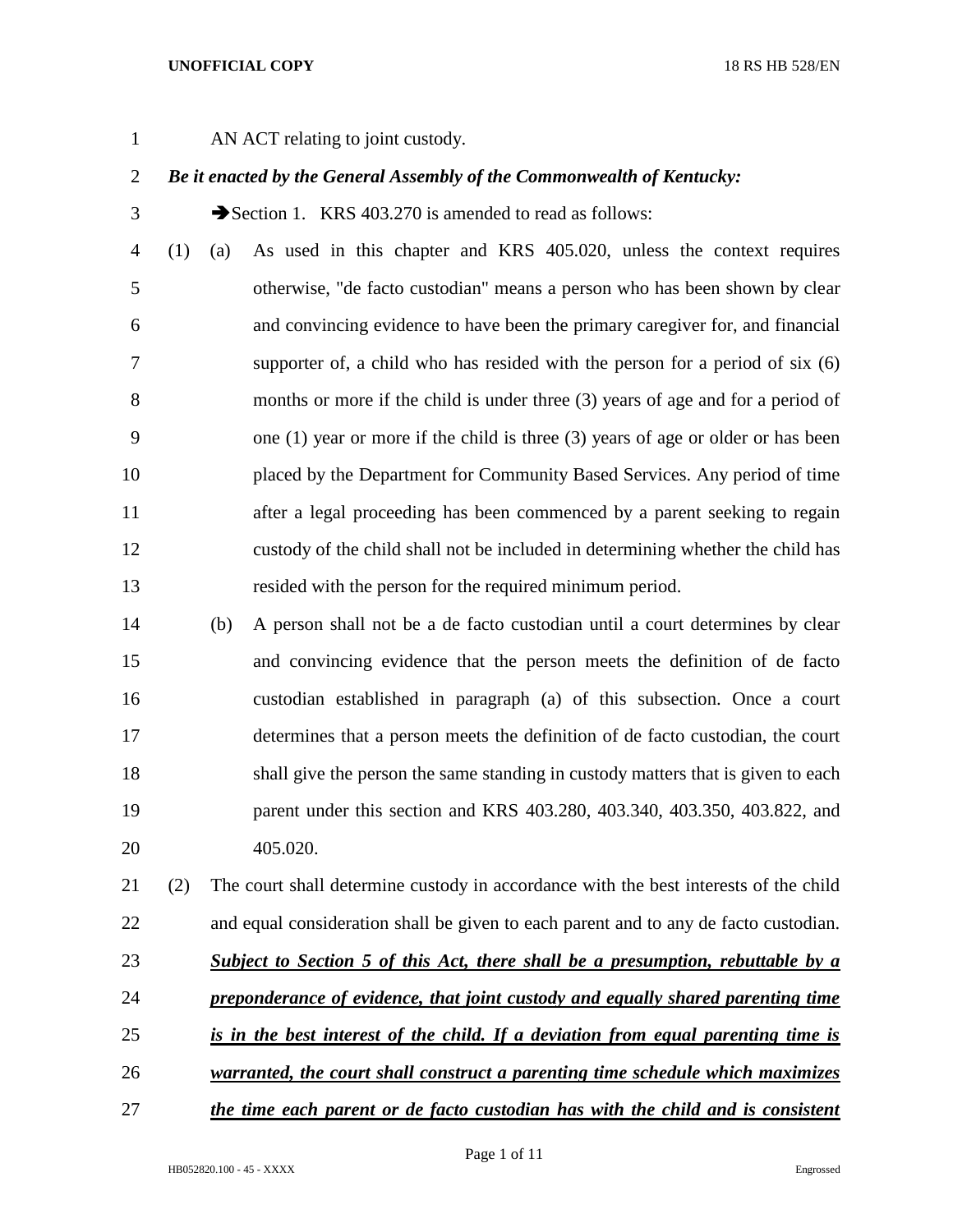AN ACT relating to joint custody.

***Be it enacted by the General Assembly of the Commonwealth of Kentucky:***

➔Section 1. KRS 403.270 is amended to read as follows:

(1) (a) As used in this chapter and KRS 405.020, unless the context requires otherwise, "de facto custodian" means a person who has been shown by clear and convincing evidence to have been the primary caregiver for, and financial supporter of, a child who has resided with the person for a period of six (6) months or more if the child is under three (3) years of age and for a period of one (1) year or more if the child is three (3) years of age or older or has been placed by the Department for Community Based Services. Any period of time after a legal proceeding has been commenced by a parent seeking to regain custody of the child shall not be included in determining whether the child has resided with the person for the required minimum period.

(b) A person shall not be a de facto custodian until a court determines by clear and convincing evidence that the person meets the definition of de facto custodian established in paragraph (a) of this subsection. Once a court determines that a person meets the definition of de facto custodian, the court shall give the person the same standing in custody matters that is given to each parent under this section and KRS 403.280, 403.340, 403.350, 403.822, and 405.020.

(2) The court shall determine custody in accordance with the best interests of the child and equal consideration shall be given to each parent and to any de facto custodian. ***<u>Subject to Section 5 of this Act, there shall be a presumption, rebuttable by a preponderance of evidence, that joint custody and equally shared parenting time is in the best interest of the child. If a deviation from equal parenting time is warranted, the court shall construct a parenting time schedule which maximizes the time each parent or de facto custodian has with the child and is consistent</u>***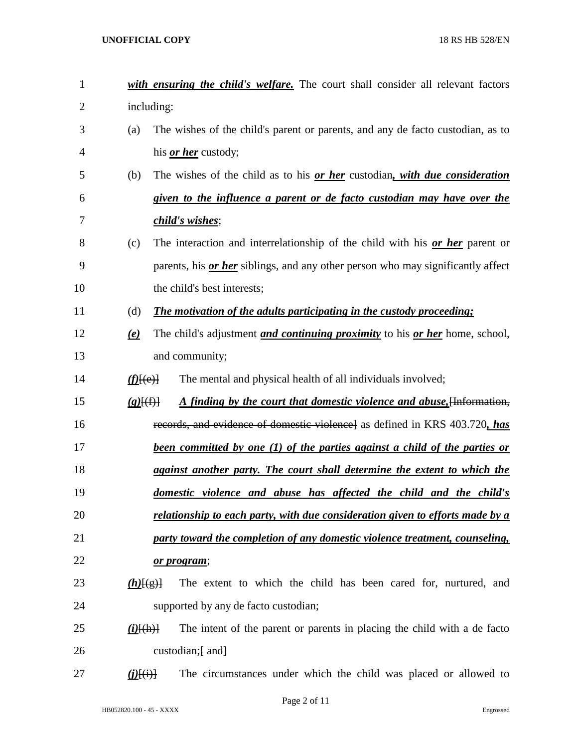***with ensuring the child's welfare.*** The court shall consider all relevant factors including:

(a) The wishes of the child's parent or parents, and any de facto custodian, as to his ***or her*** custody;

(b) The wishes of the child as to his ***or her*** custodian***, with due consideration given to the influence a parent or de facto custodian may have over the child's wishes***;

(c) The interaction and interrelationship of the child with his ***or her*** parent or parents, his ***or her*** siblings, and any other person who may significantly affect the child's best interests;

(d) ***The motivation of the adults participating in the custody proceeding;***

***(e)*** The child's adjustment ***and continuing proximity*** to his ***or her*** home, school, and community;

***(f)***~~[(e)]~~ The mental and physical health of all individuals involved;

***(g)***~~[(f)]~~ ***A finding by the court that domestic violence and abuse,***~~[Information, records, and evidence of domestic violence]~~ as defined in KRS 403.720***, has been committed by one (1) of the parties against a child of the parties or against another party. The court shall determine the extent to which the domestic violence and abuse has affected the child and the child's relationship to each party, with due consideration given to efforts made by a party toward the completion of any domestic violence treatment, counseling, or program***;

***(h)***~~[(g)]~~ The extent to which the child has been cared for, nurtured, and supported by any de facto custodian;

***(i)***~~[(h)]~~ The intent of the parent or parents in placing the child with a de facto custodian;~~[ and]~~

***(j)***~~[(i)]~~ The circumstances under which the child was placed or allowed to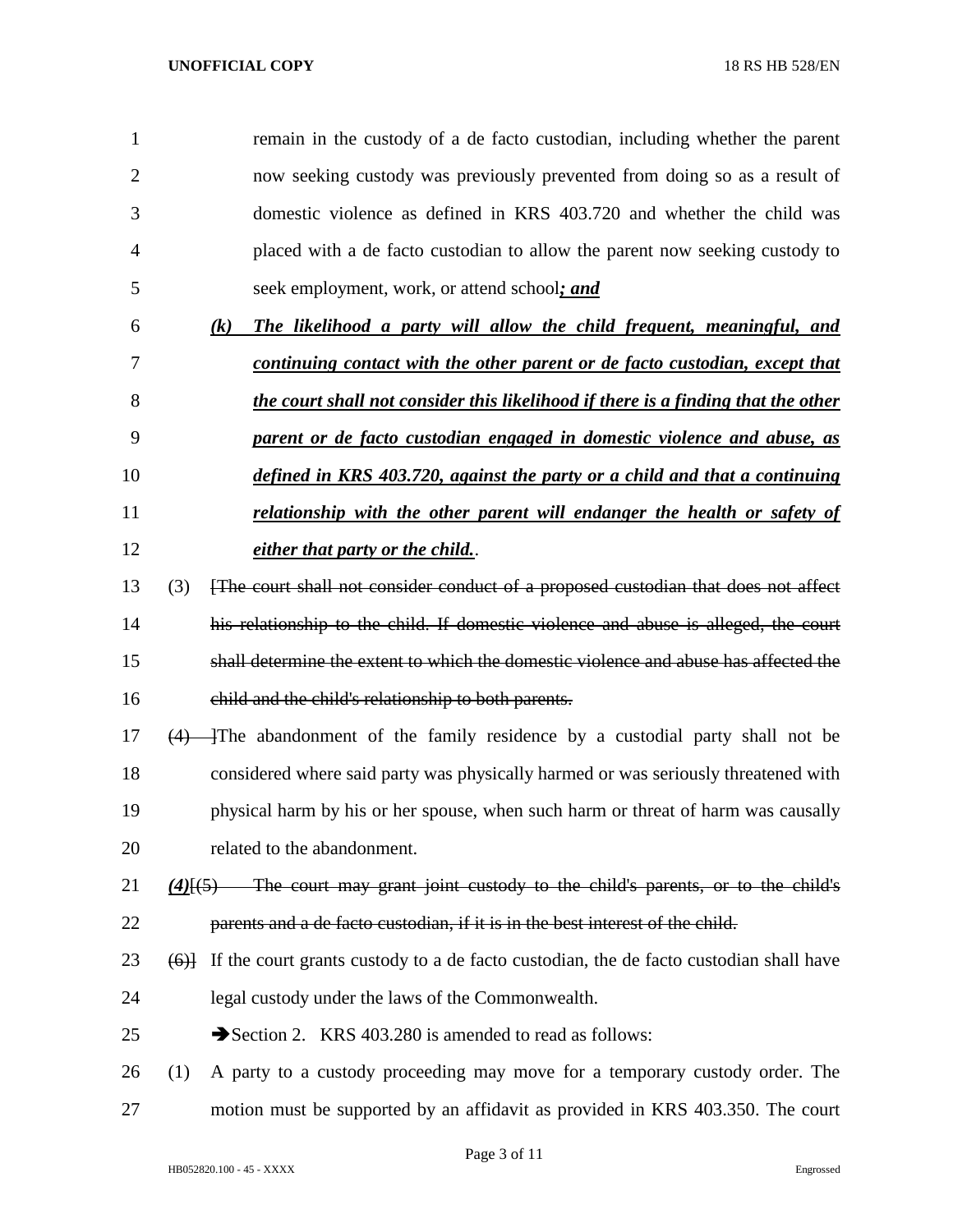remain in the custody of a de facto custodian, including whether the parent now seeking custody was previously prevented from doing so as a result of domestic violence as defined in KRS 403.720 and whether the child was placed with a de facto custodian to allow the parent now seeking custody to seek employment, work, or attend school***; and***

***(k) The likelihood a party will allow the child frequent, meaningful, and continuing contact with the other parent or de facto custodian, except that the court shall not consider this likelihood if there is a finding that the other parent or de facto custodian engaged in domestic violence and abuse, as defined in KRS 403.720, against the party or a child and that a continuing relationship with the other parent will endanger the health or safety of either that party or the child.***.

(3) ~~[The court shall not consider conduct of a proposed custodian that does not affect his relationship to the child. If domestic violence and abuse is alleged, the court shall determine the extent to which the domestic violence and abuse has affected the child and the child's relationship to both parents.~~

~~(4)~~ ]The abandonment of the family residence by a custodial party shall not be considered where said party was physically harmed or was seriously threatened with physical harm by his or her spouse, when such harm or threat of harm was causally related to the abandonment.

***(4)***[~~(5) The court may grant joint custody to the child's parents, or to the child's parents and a de facto custodian, if it is in the best interest of the child.~~

~~(6)~~] If the court grants custody to a de facto custodian, the de facto custodian shall have legal custody under the laws of the Commonwealth.

➔Section 2. KRS 403.280 is amended to read as follows:

(1) A party to a custody proceeding may move for a temporary custody order. The motion must be supported by an affidavit as provided in KRS 403.350. The court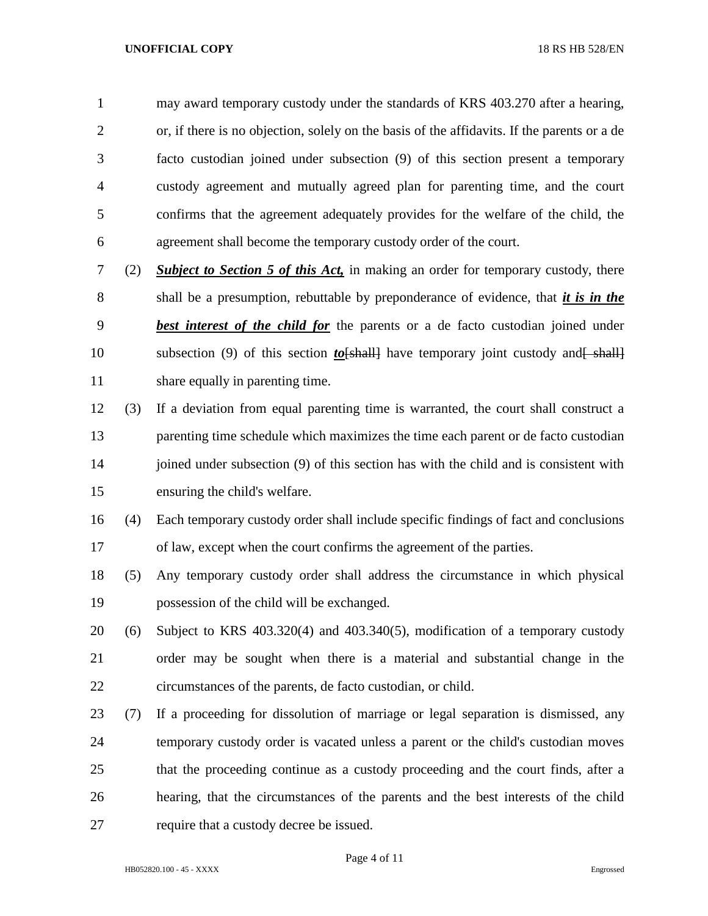may award temporary custody under the standards of KRS 403.270 after a hearing, or, if there is no objection, solely on the basis of the affidavits. If the parents or a de facto custodian joined under subsection (9) of this section present a temporary custody agreement and mutually agreed plan for parenting time, and the court confirms that the agreement adequately provides for the welfare of the child, the agreement shall become the temporary custody order of the court.

(2) ***Subject to Section 5 of this Act,*** in making an order for temporary custody, there shall be a presumption, rebuttable by preponderance of evidence, that ***it is in the best interest of the child for*** the parents or a de facto custodian joined under subsection (9) of this section ***to***~~[shall]~~ have temporary joint custody and~~[ shall]~~ share equally in parenting time.

(3) If a deviation from equal parenting time is warranted, the court shall construct a parenting time schedule which maximizes the time each parent or de facto custodian joined under subsection (9) of this section has with the child and is consistent with ensuring the child's welfare.

(4) Each temporary custody order shall include specific findings of fact and conclusions of law, except when the court confirms the agreement of the parties.

(5) Any temporary custody order shall address the circumstance in which physical possession of the child will be exchanged.

(6) Subject to KRS 403.320(4) and 403.340(5), modification of a temporary custody order may be sought when there is a material and substantial change in the circumstances of the parents, de facto custodian, or child.

(7) If a proceeding for dissolution of marriage or legal separation is dismissed, any temporary custody order is vacated unless a parent or the child's custodian moves that the proceeding continue as a custody proceeding and the court finds, after a hearing, that the circumstances of the parents and the best interests of the child require that a custody decree be issued.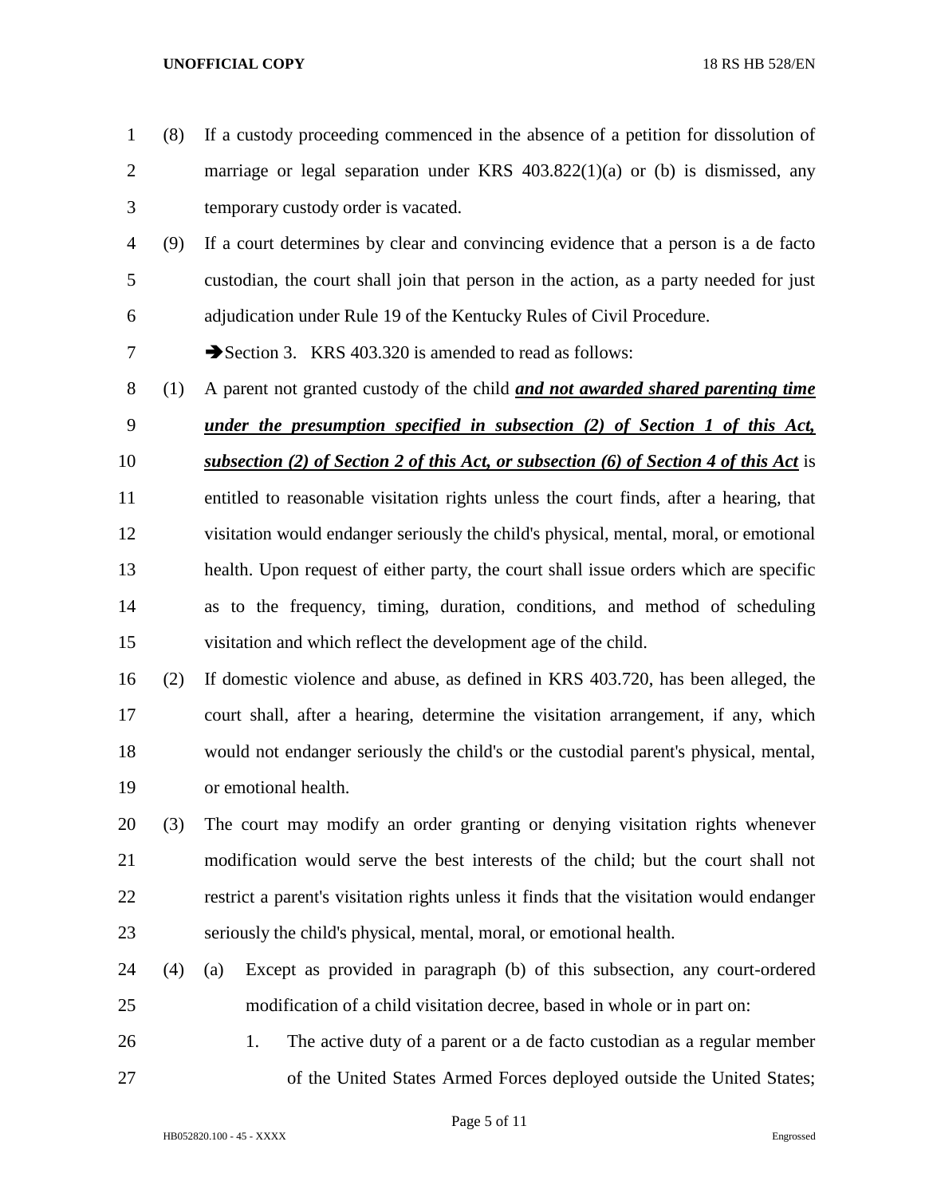(8) If a custody proceeding commenced in the absence of a petition for dissolution of marriage or legal separation under KRS 403.822(1)(a) or (b) is dismissed, any temporary custody order is vacated.

(9) If a court determines by clear and convincing evidence that a person is a de facto custodian, the court shall join that person in the action, as a party needed for just adjudication under Rule 19 of the Kentucky Rules of Civil Procedure.

➔Section 3. KRS 403.320 is amended to read as follows:

(1) A parent not granted custody of the child ***and not awarded shared parenting time under the presumption specified in subsection (2) of Section 1 of this Act, subsection (2) of Section 2 of this Act, or subsection (6) of Section 4 of this Act*** is entitled to reasonable visitation rights unless the court finds, after a hearing, that visitation would endanger seriously the child's physical, mental, moral, or emotional health. Upon request of either party, the court shall issue orders which are specific as to the frequency, timing, duration, conditions, and method of scheduling visitation and which reflect the development age of the child.

(2) If domestic violence and abuse, as defined in KRS 403.720, has been alleged, the court shall, after a hearing, determine the visitation arrangement, if any, which would not endanger seriously the child's or the custodial parent's physical, mental, or emotional health.

(3) The court may modify an order granting or denying visitation rights whenever modification would serve the best interests of the child; but the court shall not restrict a parent's visitation rights unless it finds that the visitation would endanger seriously the child's physical, mental, moral, or emotional health.

(4) (a) Except as provided in paragraph (b) of this subsection, any court-ordered modification of a child visitation decree, based in whole or in part on:

1. The active duty of a parent or a de facto custodian as a regular member of the United States Armed Forces deployed outside the United States;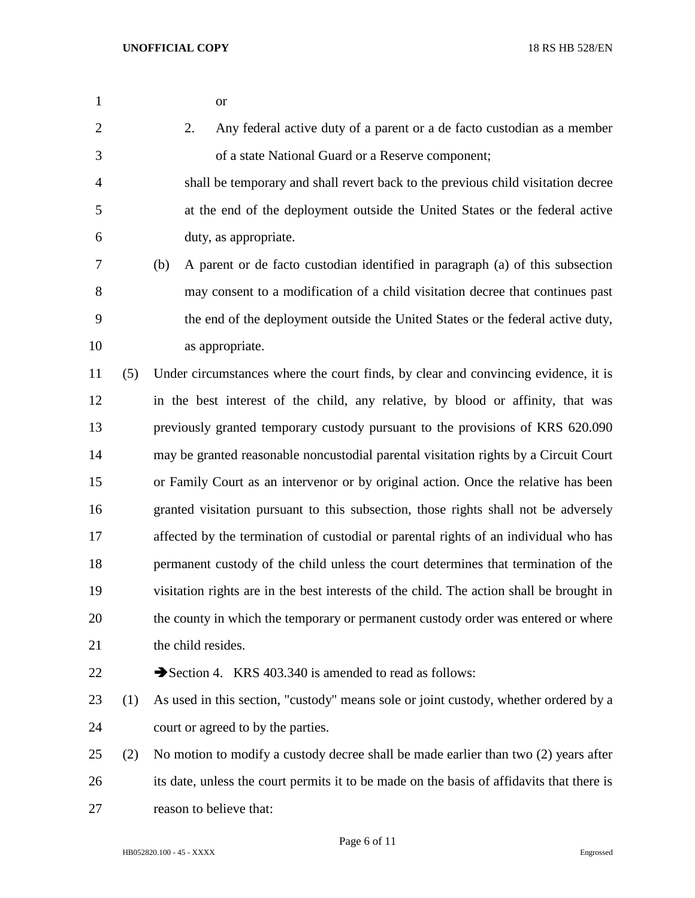or

2. Any federal active duty of a parent or a de facto custodian as a member of a state National Guard or a Reserve component;

shall be temporary and shall revert back to the previous child visitation decree at the end of the deployment outside the United States or the federal active duty, as appropriate.

(b) A parent or de facto custodian identified in paragraph (a) of this subsection may consent to a modification of a child visitation decree that continues past the end of the deployment outside the United States or the federal active duty, as appropriate.

(5) Under circumstances where the court finds, by clear and convincing evidence, it is in the best interest of the child, any relative, by blood or affinity, that was previously granted temporary custody pursuant to the provisions of KRS 620.090 may be granted reasonable noncustodial parental visitation rights by a Circuit Court or Family Court as an intervenor or by original action. Once the relative has been granted visitation pursuant to this subsection, those rights shall not be adversely affected by the termination of custodial or parental rights of an individual who has permanent custody of the child unless the court determines that termination of the visitation rights are in the best interests of the child. The action shall be brought in the county in which the temporary or permanent custody order was entered or where the child resides.

➔Section 4. KRS 403.340 is amended to read as follows:

(1) As used in this section, "custody" means sole or joint custody, whether ordered by a court or agreed to by the parties.

(2) No motion to modify a custody decree shall be made earlier than two (2) years after its date, unless the court permits it to be made on the basis of affidavits that there is reason to believe that: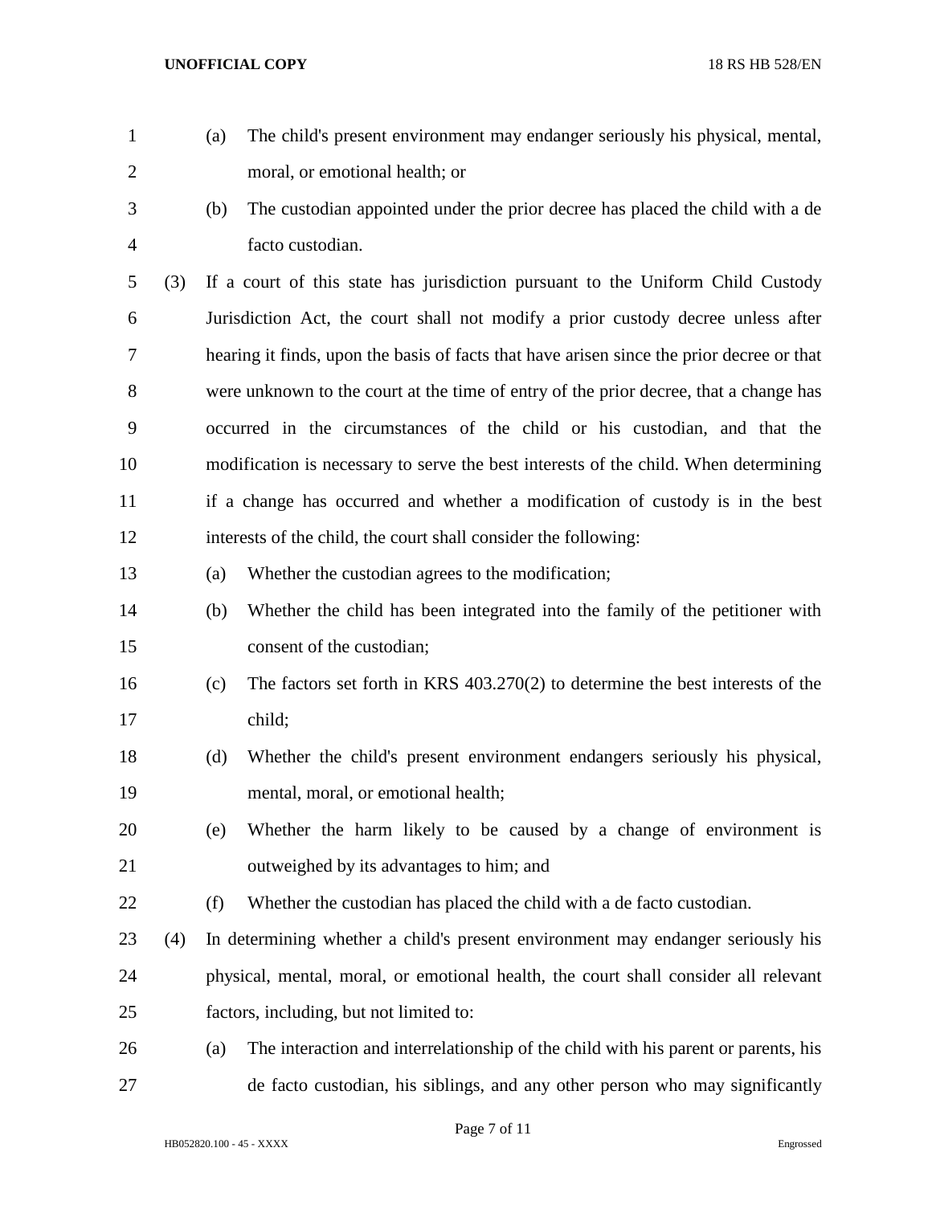(a) The child's present environment may endanger seriously his physical, mental, moral, or emotional health; or

(b) The custodian appointed under the prior decree has placed the child with a de facto custodian.

(3) If a court of this state has jurisdiction pursuant to the Uniform Child Custody Jurisdiction Act, the court shall not modify a prior custody decree unless after hearing it finds, upon the basis of facts that have arisen since the prior decree or that were unknown to the court at the time of entry of the prior decree, that a change has occurred in the circumstances of the child or his custodian, and that the modification is necessary to serve the best interests of the child. When determining if a change has occurred and whether a modification of custody is in the best interests of the child, the court shall consider the following:

(a) Whether the custodian agrees to the modification;

(b) Whether the child has been integrated into the family of the petitioner with consent of the custodian;

(c) The factors set forth in KRS 403.270(2) to determine the best interests of the child;

(d) Whether the child's present environment endangers seriously his physical, mental, moral, or emotional health;

(e) Whether the harm likely to be caused by a change of environment is outweighed by its advantages to him; and

(f) Whether the custodian has placed the child with a de facto custodian.

(4) In determining whether a child's present environment may endanger seriously his physical, mental, moral, or emotional health, the court shall consider all relevant factors, including, but not limited to:

(a) The interaction and interrelationship of the child with his parent or parents, his de facto custodian, his siblings, and any other person who may significantly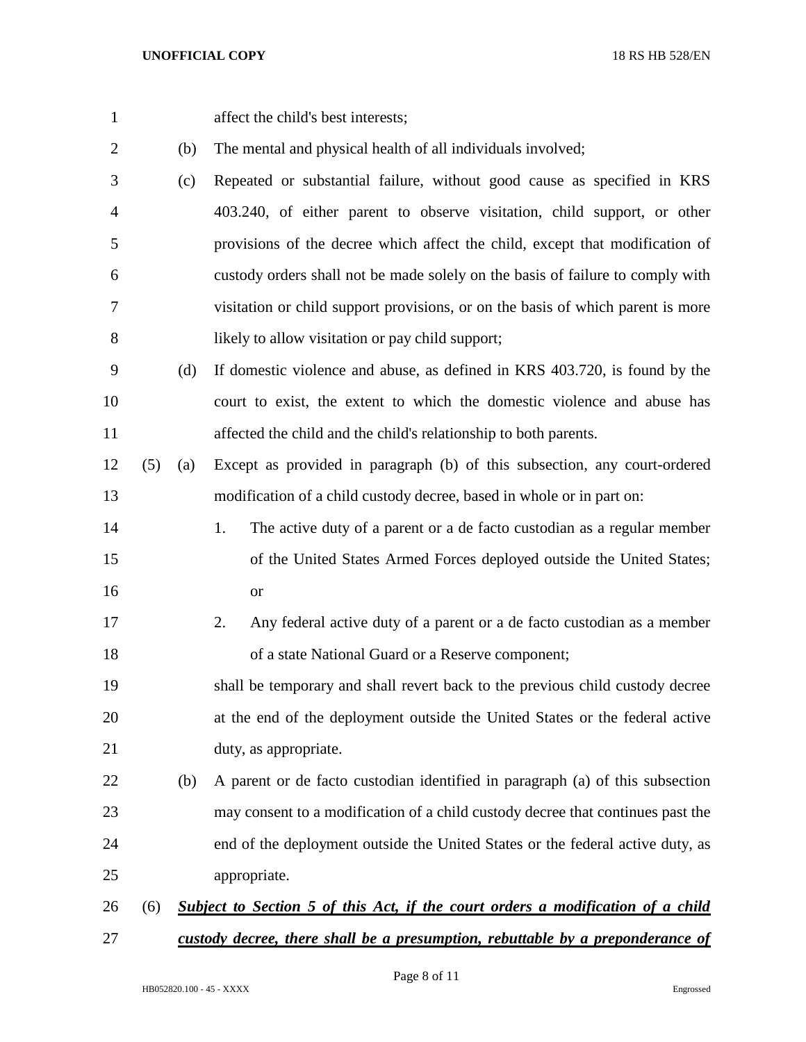affect the child's best interests;

(b) The mental and physical health of all individuals involved;

(c) Repeated or substantial failure, without good cause as specified in KRS 403.240, of either parent to observe visitation, child support, or other provisions of the decree which affect the child, except that modification of custody orders shall not be made solely on the basis of failure to comply with visitation or child support provisions, or on the basis of which parent is more likely to allow visitation or pay child support;

(d) If domestic violence and abuse, as defined in KRS 403.720, is found by the court to exist, the extent to which the domestic violence and abuse has affected the child and the child's relationship to both parents.

(5) (a) Except as provided in paragraph (b) of this subsection, any court-ordered modification of a child custody decree, based in whole or in part on:

1. The active duty of a parent or a de facto custodian as a regular member of the United States Armed Forces deployed outside the United States; or

2. Any federal active duty of a parent or a de facto custodian as a member of a state National Guard or a Reserve component;

shall be temporary and shall revert back to the previous child custody decree at the end of the deployment outside the United States or the federal active duty, as appropriate.

(b) A parent or de facto custodian identified in paragraph (a) of this subsection may consent to a modification of a child custody decree that continues past the end of the deployment outside the United States or the federal active duty, as appropriate.

(6) ***Subject to Section 5 of this Act, if the court orders a modification of a child custody decree, there shall be a presumption, rebuttable by a preponderance of***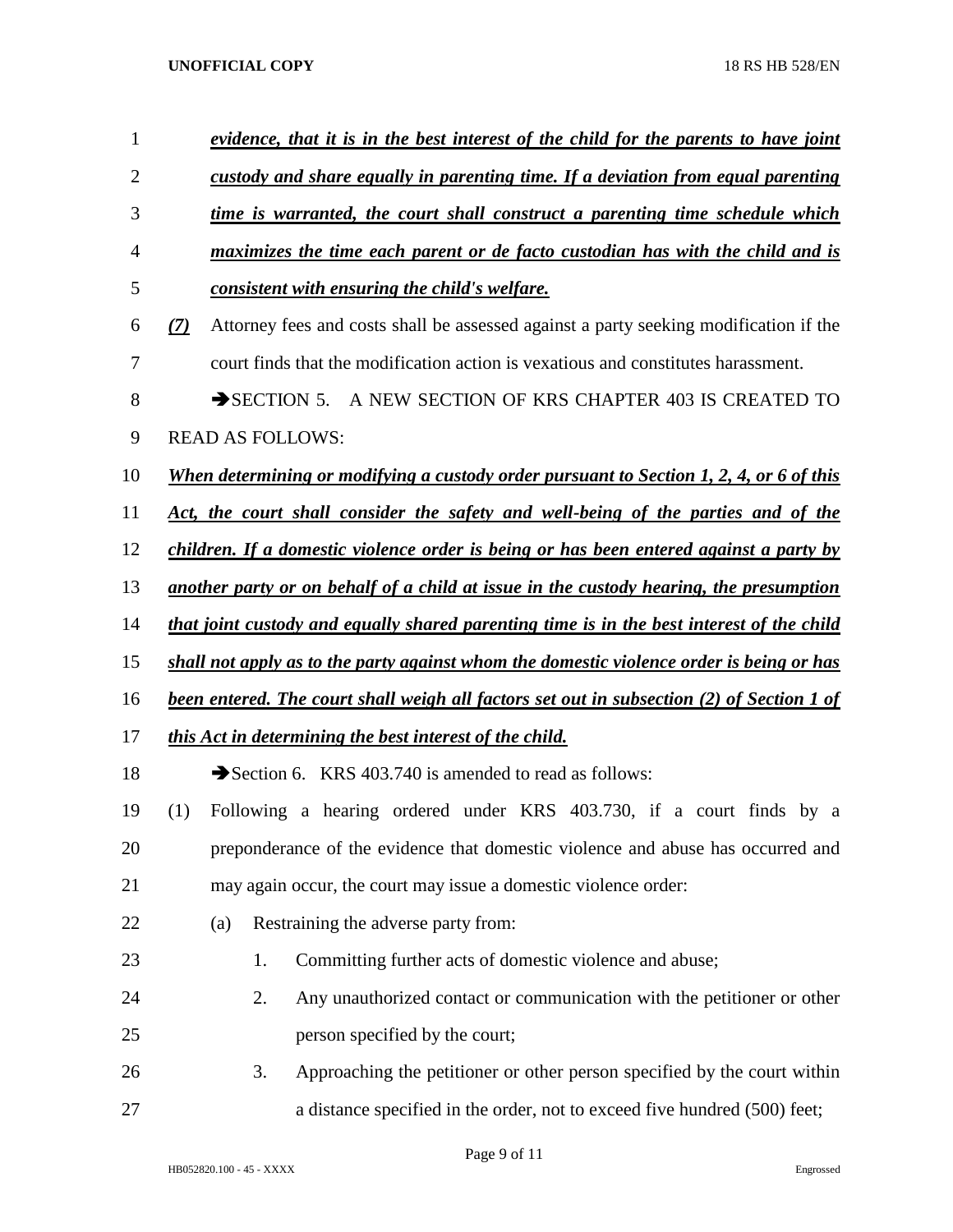*evidence, that it is in the best interest of the child for the parents to have joint custody and share equally in parenting time. If a deviation from equal parenting time is warranted, the court shall construct a parenting time schedule which maximizes the time each parent or de facto custodian has with the child and is consistent with ensuring the child's welfare.*

*(7)* Attorney fees and costs shall be assessed against a party seeking modification if the court finds that the modification action is vexatious and constitutes harassment.

➔SECTION 5. A NEW SECTION OF KRS CHAPTER 403 IS CREATED TO READ AS FOLLOWS:

*When determining or modifying a custody order pursuant to Section 1, 2, 4, or 6 of this Act, the court shall consider the safety and well-being of the parties and of the children. If a domestic violence order is being or has been entered against a party by another party or on behalf of a child at issue in the custody hearing, the presumption that joint custody and equally shared parenting time is in the best interest of the child shall not apply as to the party against whom the domestic violence order is being or has been entered. The court shall weigh all factors set out in subsection (2) of Section 1 of this Act in determining the best interest of the child.*

➔Section 6. KRS 403.740 is amended to read as follows:

(1) Following a hearing ordered under KRS 403.730, if a court finds by a preponderance of the evidence that domestic violence and abuse has occurred and may again occur, the court may issue a domestic violence order:

(a) Restraining the adverse party from:

1. Committing further acts of domestic violence and abuse;
2. Any unauthorized contact or communication with the petitioner or other person specified by the court;
3. Approaching the petitioner or other person specified by the court within a distance specified in the order, not to exceed five hundred (500) feet;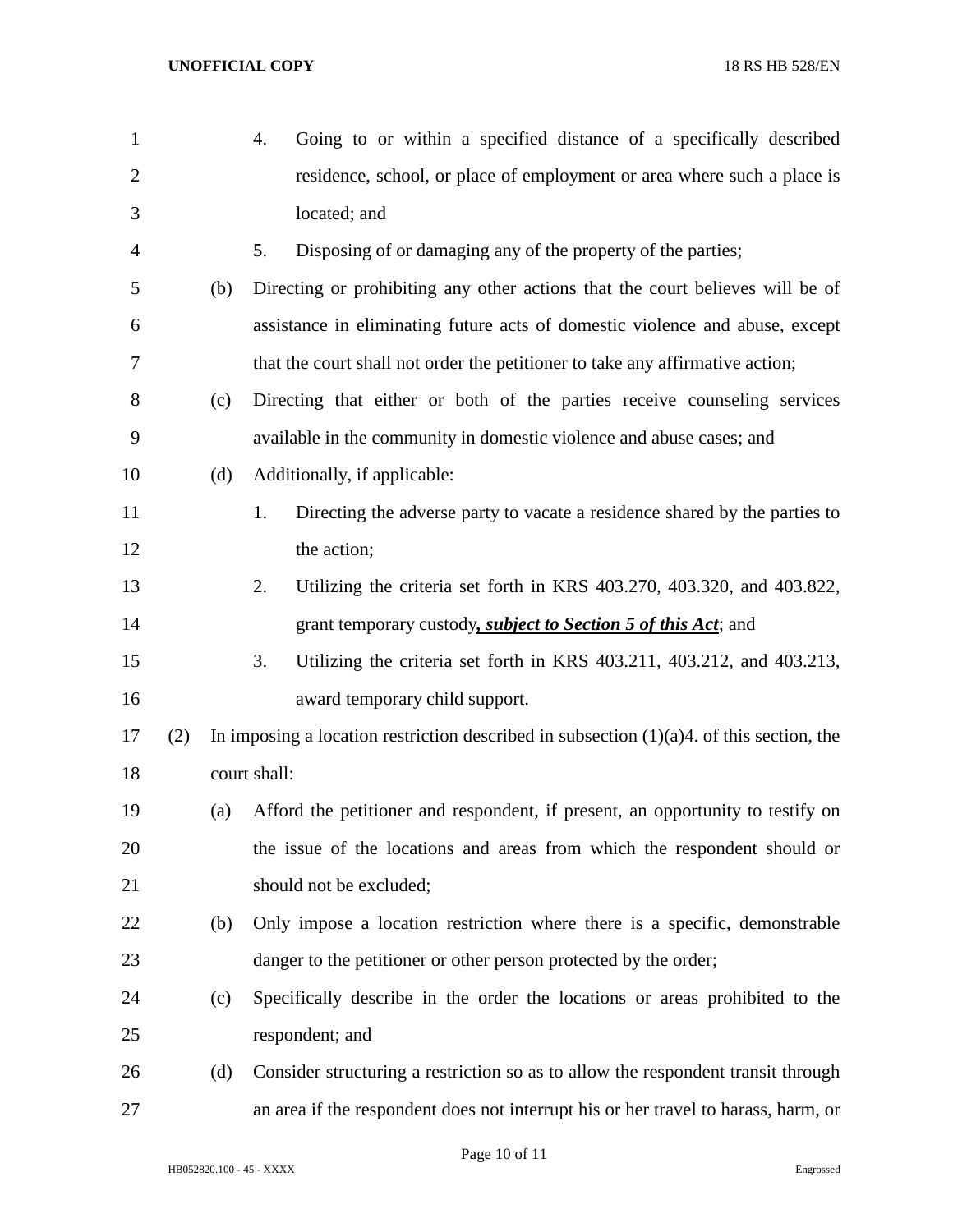4. Going to or within a specified distance of a specifically described residence, school, or place of employment or area where such a place is located; and

5. Disposing of or damaging any of the property of the parties;

(b) Directing or prohibiting any other actions that the court believes will be of assistance in eliminating future acts of domestic violence and abuse, except that the court shall not order the petitioner to take any affirmative action;

(c) Directing that either or both of the parties receive counseling services available in the community in domestic violence and abuse cases; and

(d) Additionally, if applicable:

1. Directing the adverse party to vacate a residence shared by the parties to the action;

2. Utilizing the criteria set forth in KRS 403.270, 403.320, and 403.822, grant temporary custody***, subject to Section 5 of this Act***; and

3. Utilizing the criteria set forth in KRS 403.211, 403.212, and 403.213, award temporary child support.

(2) In imposing a location restriction described in subsection (1)(a)4. of this section, the court shall:

(a) Afford the petitioner and respondent, if present, an opportunity to testify on the issue of the locations and areas from which the respondent should or should not be excluded;

(b) Only impose a location restriction where there is a specific, demonstrable danger to the petitioner or other person protected by the order;

(c) Specifically describe in the order the locations or areas prohibited to the respondent; and

(d) Consider structuring a restriction so as to allow the respondent transit through an area if the respondent does not interrupt his or her travel to harass, harm, or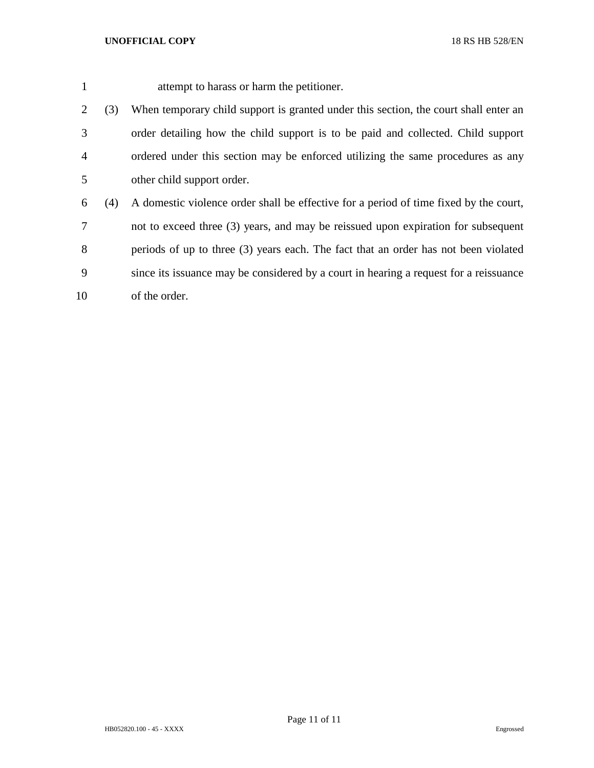attempt to harass or harm the petitioner.

(3) When temporary child support is granted under this section, the court shall enter an order detailing how the child support is to be paid and collected. Child support ordered under this section may be enforced utilizing the same procedures as any other child support order.

(4) A domestic violence order shall be effective for a period of time fixed by the court, not to exceed three (3) years, and may be reissued upon expiration for subsequent periods of up to three (3) years each. The fact that an order has not been violated since its issuance may be considered by a court in hearing a request for a reissuance of the order.